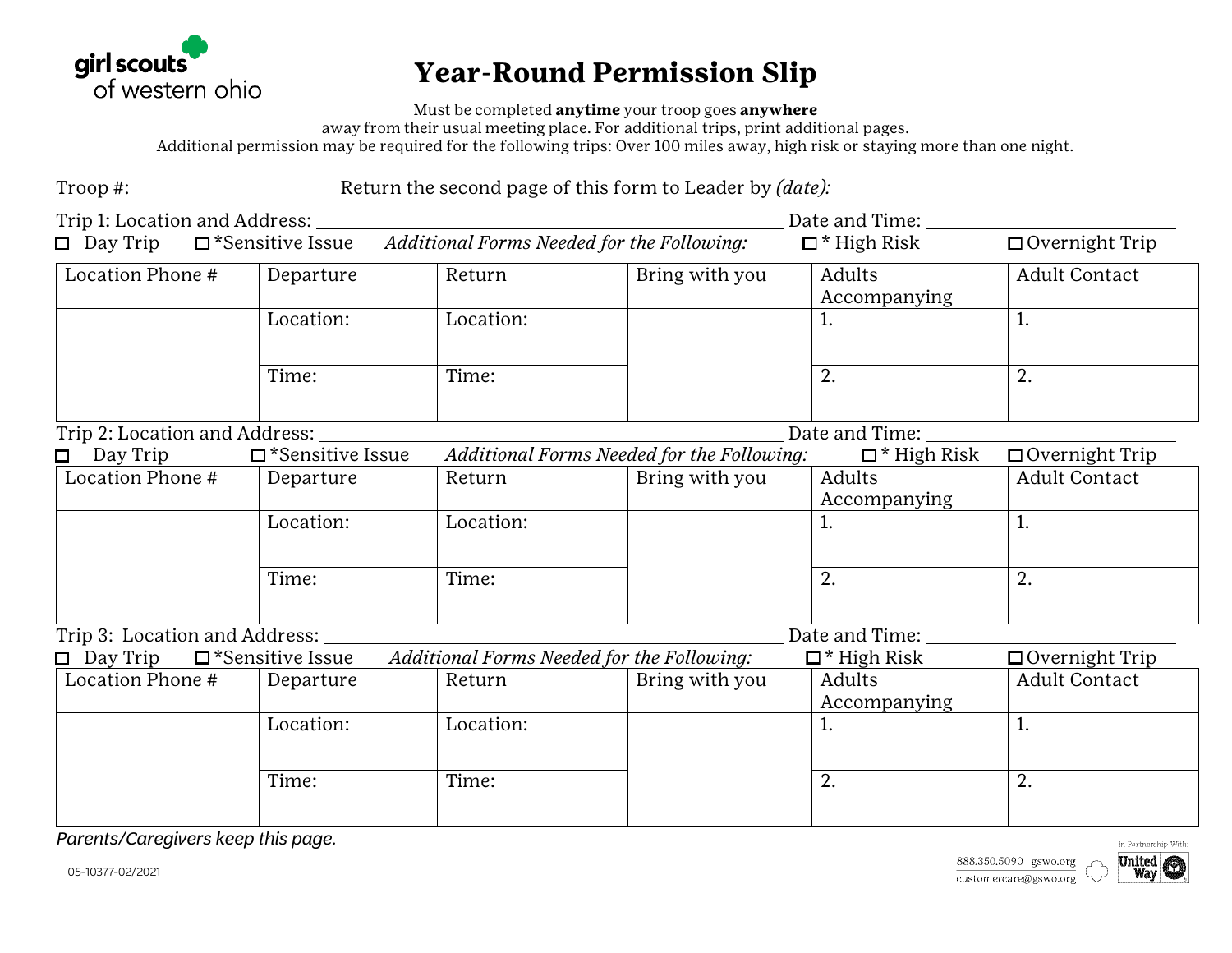girl scouts of western ohio

# Year-Round Permission Slip

Must be completed **anytime** your troop goes **anywhere** away from their usual meeting place. For additional trips, print additional pages.
Additional permission may be required for the following trips: Over 100 miles away, high risk or staying more than one night.

Troop #:\_\_\_\_\_\_\_\_\_\_\_\_\_\_\_\_\_\_\_\_ Return the second page of this form to Leader by *(date):* \_\_\_\_\_\_\_\_\_\_\_\_\_\_\_\_\_\_\_\_\_\_\_\_\_\_\_\_\_\_\_\_\_\_

Trip 1: Location and Address: \_\_\_\_\_\_\_\_\_\_\_\_\_\_\_\_\_\_\_\_\_\_\_\_\_\_\_\_\_\_\_\_\_\_\_\_\_\_\_\_\_\_\_\_ Date and Time: \_\_\_\_\_\_\_\_\_\_\_\_\_\_\_\_\_\_\_\_\_\_\_\_\_

☐ Day Trip ☐ *Sensitive Issue *Additional Forms Needed for the Following:* ☐ * High Risk ☐ Overnight Trip

| Location Phone # | Departure | Return | Bring with you | Adults Accompanying | Adult Contact |
|---|---|---|---|---|---|
| | Location: | Location: | | 1. | 1. |
| | Time: | Time: | | 2. | 2. |

Trip 2: Location and Address: \_\_\_\_\_\_\_\_\_\_\_\_\_\_\_\_\_\_\_\_\_\_\_\_\_\_\_\_\_\_\_\_\_\_\_\_\_\_\_\_\_\_\_\_ Date and Time: \_\_\_\_\_\_\_\_\_\_\_\_\_\_\_\_\_\_\_\_\_\_\_\_\_

☐ Day Trip ☐ *Sensitive Issue *Additional Forms Needed for the Following:* ☐ * High Risk ☐ Overnight Trip

| Location Phone # | Departure | Return | Bring with you | Adults Accompanying | Adult Contact |
|---|---|---|---|---|---|
| | Location: | Location: | | 1. | 1. |
| | Time: | Time: | | 2. | 2. |

Trip 3: Location and Address: \_\_\_\_\_\_\_\_\_\_\_\_\_\_\_\_\_\_\_\_\_\_\_\_\_\_\_\_\_\_\_\_\_\_\_\_\_\_\_\_\_\_\_\_ Date and Time: \_\_\_\_\_\_\_\_\_\_\_\_\_\_\_\_\_\_\_\_\_\_\_\_\_

☐ Day Trip ☐ *Sensitive Issue *Additional Forms Needed for the Following:* ☐ * High Risk ☐ Overnight Trip

| Location Phone # | Departure | Return | Bring with you | Adults Accompanying | Adult Contact |
|---|---|---|---|---|---|
| | Location: | Location: | | 1. | 1. |
| | Time: | Time: | | 2. | 2. |

*Parents/Caregivers keep this page.*

05-10377-02/2021

888.350.5090 | gswo.org
customercare@gswo.org

In Partnership With: United Way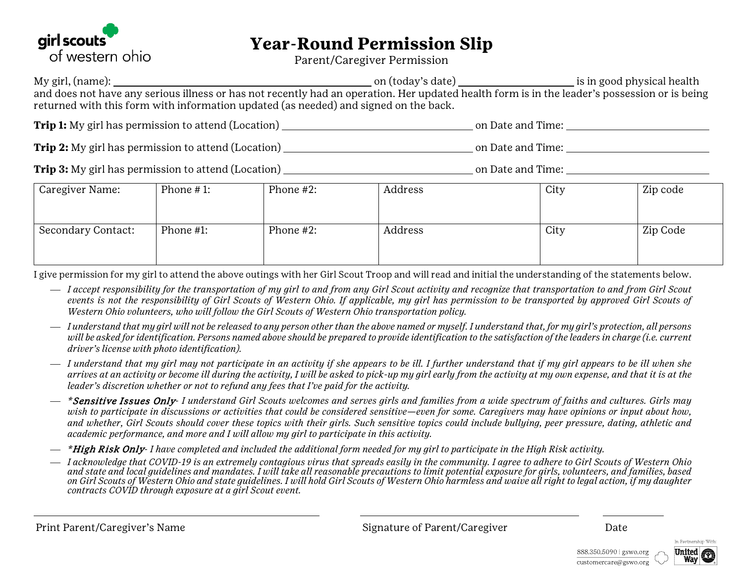girl scouts of western ohio

# Year-Round Permission Slip

Parent/Caregiver Permission

My girl, (name): ______________________ on (today's date) ______________ is in good physical health and does not have any serious illness or has not recently had an operation. Her updated health form is in the leader's possession or is being returned with this form with information updated (as needed) and signed on the back.

**Trip 1:** My girl has permission to attend (Location) ______________________ on Date and Time: ______________

**Trip 2:** My girl has permission to attend (Location) ______________________ on Date and Time: ______________

**Trip 3:** My girl has permission to attend (Location) ______________________ on Date and Time: ______________

| | | | | | |
|---|---|---|---|---|---|
| Caregiver Name: | Phone # 1: | Phone #2: | Address | City | Zip code |
| Secondary Contact: | Phone #1: | Phone #2: | Address | City | Zip Code |

I give permission for my girl to attend the above outings with her Girl Scout Troop and will read and initial the understanding of the statements below.

- ___ *I accept responsibility for the transportation of my girl to and from any Girl Scout activity and recognize that transportation to and from Girl Scout events is not the responsibility of Girl Scouts of Western Ohio. If applicable, my girl has permission to be transported by approved Girl Scouts of Western Ohio volunteers, who will follow the Girl Scouts of Western Ohio transportation policy.*
- ___ *I understand that my girl will not be released to any person other than the above named or myself. I understand that, for my girl's protection, all persons will be asked for identification. Persons named above should be prepared to provide identification to the satisfaction of the leaders in charge (i.e. current driver's license with photo identification).*
- ___ *I understand that my girl may not participate in an activity if she appears to be ill. I further understand that if my girl appears to be ill when she arrives at an activity or become ill during the activity, I will be asked to pick-up my girl early from the activity at my own expense, and that it is at the leader's discretion whether or not to refund any fees that I've paid for the activity.*
- ___ ***\*Sensitive Issues Only**- I understand Girl Scouts welcomes and serves girls and families from a wide spectrum of faiths and cultures. Girls may wish to participate in discussions or activities that could be considered sensitive—even for some. Caregivers may have opinions or input about how, and whether, Girl Scouts should cover these topics with their girls. Such sensitive topics could include bullying, peer pressure, dating, athletic and academic performance, and more and I will allow my girl to participate in this activity.*
- ___ ***\*High Risk Only**- I have completed and included the additional form needed for my girl to participate in the High Risk activity.*
- ___ *I acknowledge that COVID-19 is an extremely contagious virus that spreads easily in the community. I agree to adhere to Girl Scouts of Western Ohio and state and local guidelines and mandates. I will take all reasonable precautions to limit potential exposure for girls, volunteers, and families, based on Girl Scouts of Western Ohio and state guidelines. I will hold Girl Scouts of Western Ohio harmless and waive all right to legal action, if my daughter contracts COVID through exposure at a girl Scout event.*

______________________________ ______________________________ ____________

Print Parent/Caregiver's Name | Signature of Parent/Caregiver | Date

888.350.5090 | gswo.org
customercare@gswo.org

In Partnership With: United Way